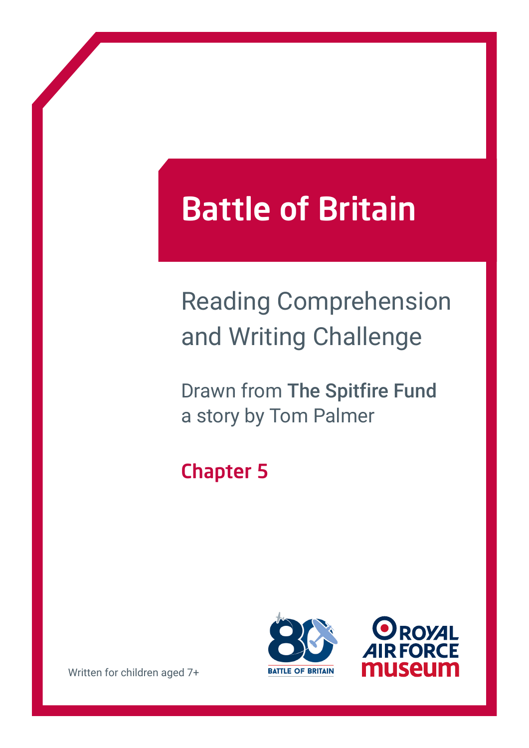# Battle of Britain

## Reading Comprehension and Writing Challenge

Drawn from **The Spitfire Fund** a story by Tom Palmer

### Chapter 5

Written for children aged 7+

BATTLE OF BRITAIN

ROYAL AIR FORCE museum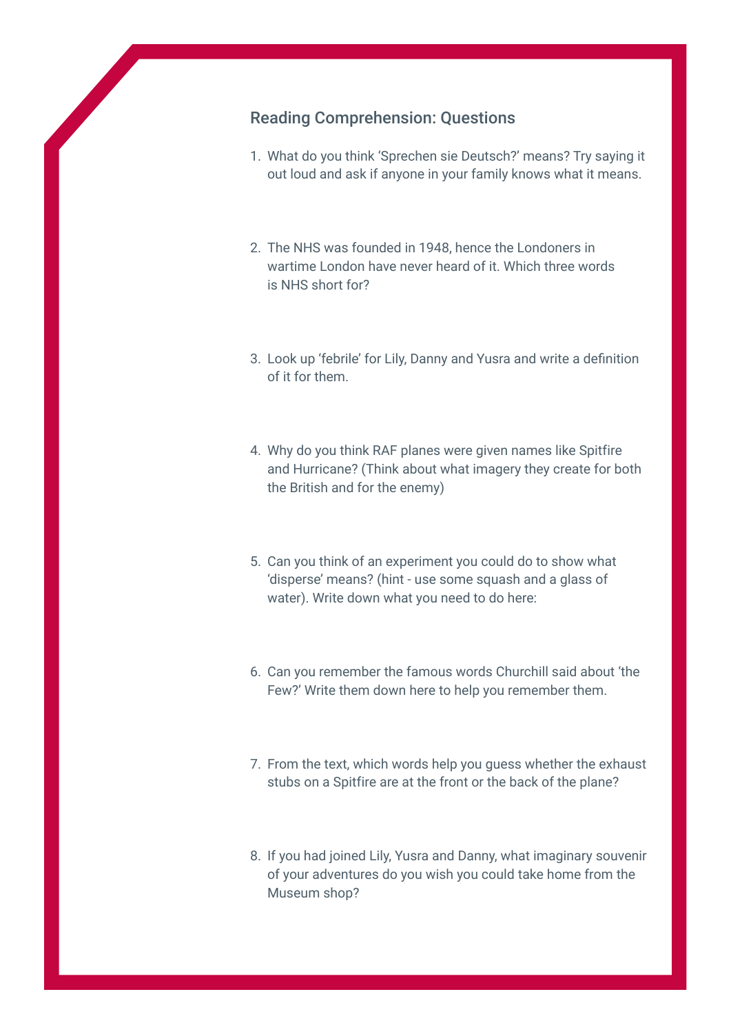## Reading Comprehension: Questions

1. What do you think 'Sprechen sie Deutsch?' means? Try saying it out loud and ask if anyone in your family knows what it means.

2. The NHS was founded in 1948, hence the Londoners in wartime London have never heard of it. Which three words is NHS short for?

3. Look up 'febrile' for Lily, Danny and Yusra and write a definition of it for them.

4. Why do you think RAF planes were given names like Spitfire and Hurricane? (Think about what imagery they create for both the British and for the enemy)

5. Can you think of an experiment you could do to show what 'disperse' means? (hint - use some squash and a glass of water). Write down what you need to do here:

6. Can you remember the famous words Churchill said about 'the Few?' Write them down here to help you remember them.

7. From the text, which words help you guess whether the exhaust stubs on a Spitfire are at the front or the back of the plane?

8. If you had joined Lily, Yusra and Danny, what imaginary souvenir of your adventures do you wish you could take home from the Museum shop?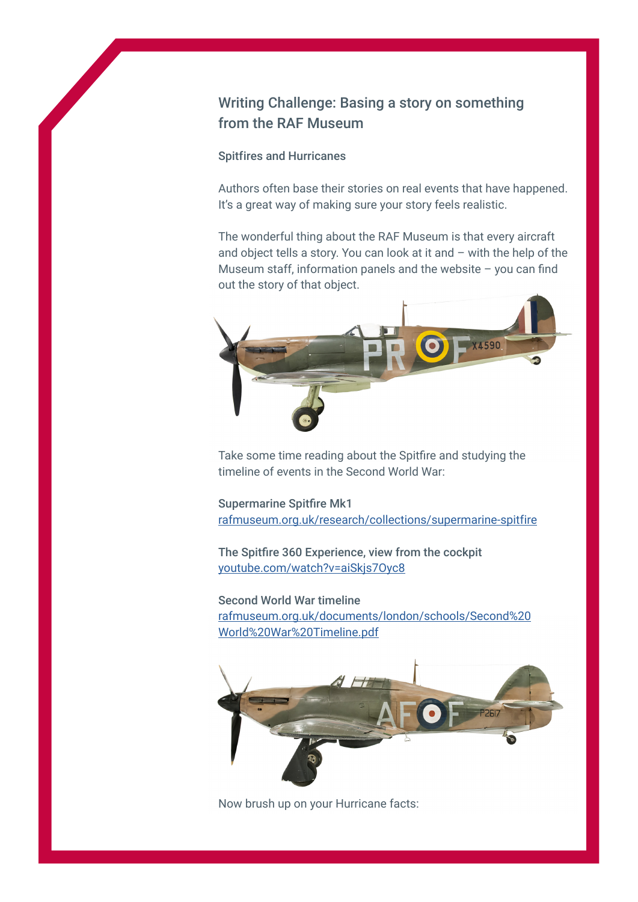## Writing Challenge: Basing a story on something from the RAF Museum

### Spitfires and Hurricanes

Authors often base their stories on real events that have happened. It's a great way of making sure your story feels realistic.

The wonderful thing about the RAF Museum is that every aircraft and object tells a story. You can look at it and – with the help of the Museum staff, information panels and the website – you can find out the story of that object.

Take some time reading about the Spitfire and studying the timeline of events in the Second World War:

**Supermarine Spitfire Mk1**
[rafmuseum.org.uk/research/collections/supermarine-spitfire](rafmuseum.org.uk/research/collections/supermarine-spitfire)

**The Spitfire 360 Experience, view from the cockpit**
[youtube.com/watch?v=aiSkjs7Oyc8](youtube.com/watch?v=aiSkjs7Oyc8)

**Second World War timeline**
[rafmuseum.org.uk/documents/london/schools/Second%20World%20War%20Timeline.pdf](rafmuseum.org.uk/documents/london/schools/Second%20World%20War%20Timeline.pdf)

Now brush up on your Hurricane facts: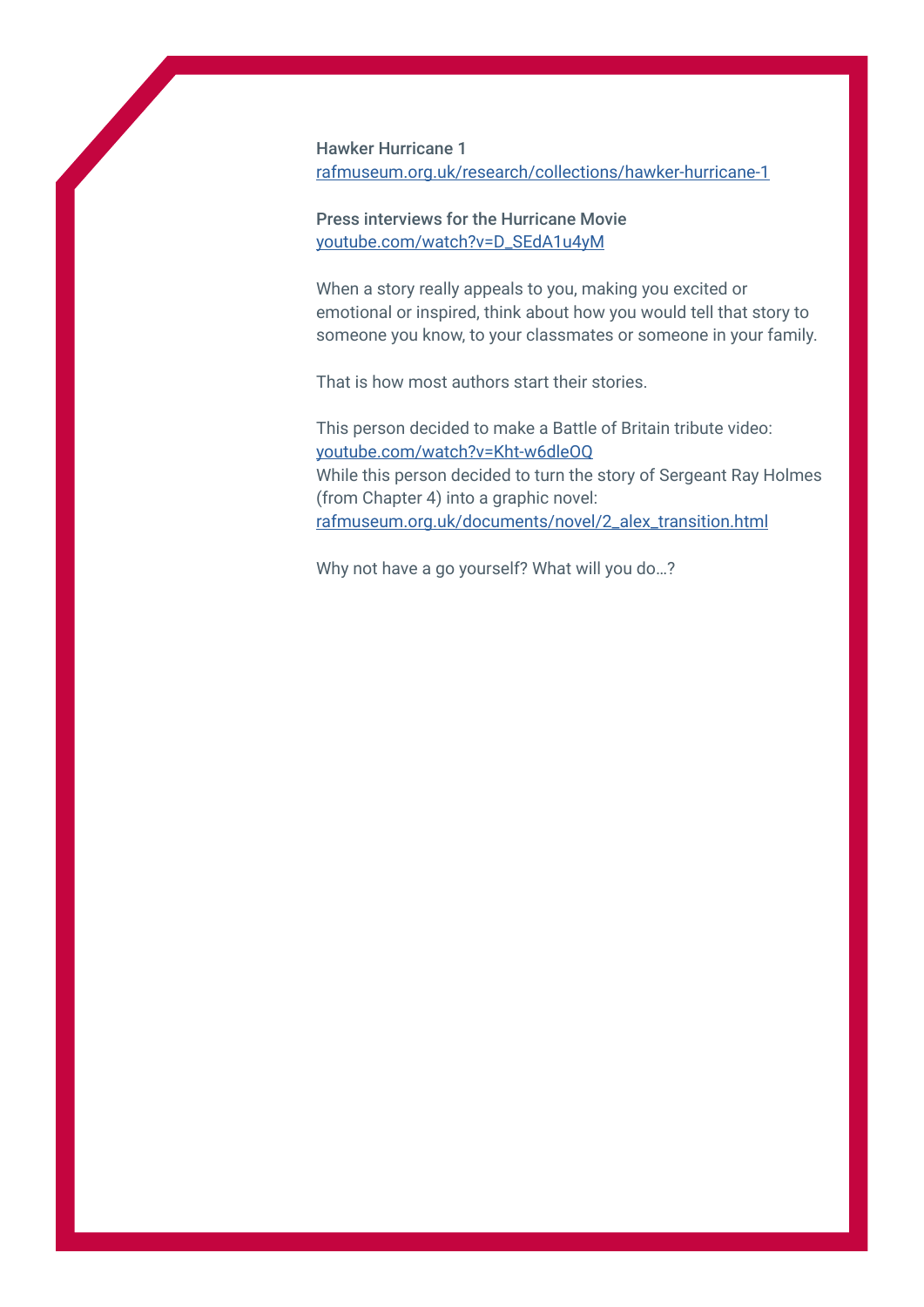**Hawker Hurricane 1**
[rafmuseum.org.uk/research/collections/hawker-hurricane-1](rafmuseum.org.uk/research/collections/hawker-hurricane-1)

**Press interviews for the Hurricane Movie**
[youtube.com/watch?v=D_SEdA1u4yM](youtube.com/watch?v=D_SEdA1u4yM)

When a story really appeals to you, making you excited or emotional or inspired, think about how you would tell that story to someone you know, to your classmates or someone in your family.

That is how most authors start their stories.

This person decided to make a Battle of Britain tribute video:
[youtube.com/watch?v=Kht-w6dleOQ](youtube.com/watch?v=Kht-w6dleOQ)
While this person decided to turn the story of Sergeant Ray Holmes (from Chapter 4) into a graphic novel:
[rafmuseum.org.uk/documents/novel/2_alex_transition.html](rafmuseum.org.uk/documents/novel/2_alex_transition.html)

Why not have a go yourself? What will you do…?